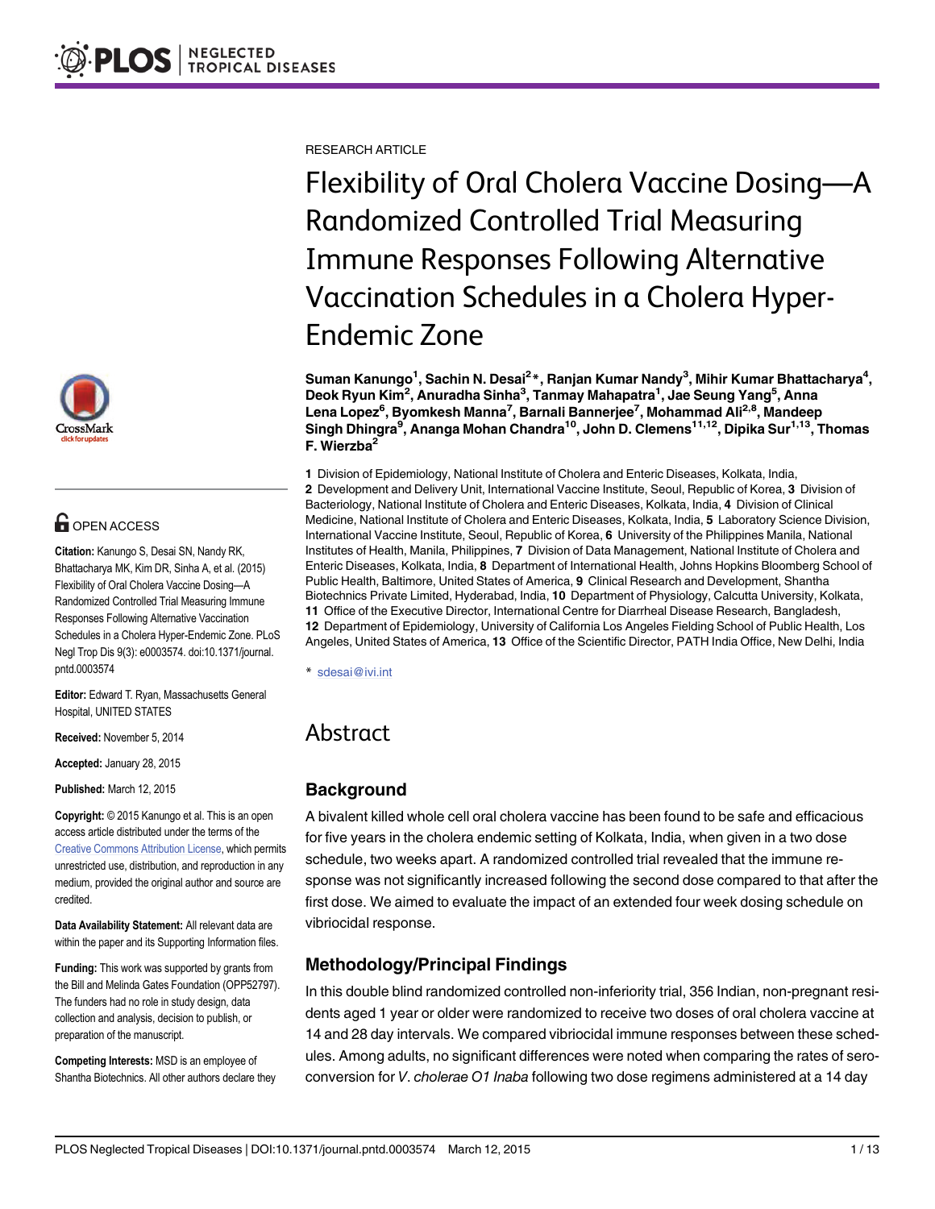RESEARCH ARTICLE

# Flexibility of Oral Cholera Vaccine Dosing—A Randomized Controlled Trial Measuring Immune Responses Following Alternative Vaccination Schedules in a Cholera Hyper-Endemic Zone

**Suman Kanungo[1], Sachin N. Desai[2]*, Ranjan Kumar Nandy[3], Mihir Kumar Bhattacharya[4], Deok Ryun Kim[2], Anuradha Sinha[3], Tanmay Mahapatra[1], Jae Seung Yang[5], Anna Lena Lopez[6], Byomkesh Manna[7], Barnali Bannerjee[7], Mohammad Ali[2,8], Mandeep Singh Dhingra[9], Ananga Mohan Chandra[10], John D. Clemens[11,12], Dipika Sur[1,13], Thomas F. Wierzba[2]**

**1** Division of Epidemiology, National Institute of Cholera and Enteric Diseases, Kolkata, India, **2** Development and Delivery Unit, International Vaccine Institute, Seoul, Republic of Korea, **3** Division of Bacteriology, National Institute of Cholera and Enteric Diseases, Kolkata, India, **4** Division of Clinical Medicine, National Institute of Cholera and Enteric Diseases, Kolkata, India, **5** Laboratory Science Division, International Vaccine Institute, Seoul, Republic of Korea, **6** University of the Philippines Manila, National Institutes of Health, Manila, Philippines, **7** Division of Data Management, National Institute of Cholera and Enteric Diseases, Kolkata, India, **8** Department of International Health, Johns Hopkins Bloomberg School of Public Health, Baltimore, United States of America, **9** Clinical Research and Development, Shantha Biotechnics Private Limited, Hyderabad, India, **10** Department of Physiology, Calcutta University, Kolkata, India, **11** Office of the Executive Director, International Centre for Diarrheal Disease Research, Bangladesh, **12** Department of Epidemiology, University of California Los Angeles Fielding School of Public Health, Los Angeles, United States of America, **13** Office of the Scientific Director, PATH India Office, New Delhi, India

\* sdesai@ivi.int

OPEN ACCESS

**Citation:** Kanungo S, Desai SN, Nandy RK, Bhattacharya MK, Kim DR, Sinha A, et al. (2015) Flexibility of Oral Cholera Vaccine Dosing—A Randomized Controlled Trial Measuring Immune Responses Following Alternative Vaccination Schedules in a Cholera Hyper-Endemic Zone. PLoS Negl Trop Dis 9(3): e0003574. doi:10.1371/journal.pntd.0003574

**Editor:** Edward T. Ryan, Massachusetts General Hospital, UNITED STATES

**Received:** November 5, 2014

**Accepted:** January 28, 2015

**Published:** March 12, 2015

**Copyright:** © 2015 Kanungo et al. This is an open access article distributed under the terms of the Creative Commons Attribution License, which permits unrestricted use, distribution, and reproduction in any medium, provided the original author and source are credited.

**Data Availability Statement:** All relevant data are within the paper and its Supporting Information files.

**Funding:** This work was supported by grants from the Bill and Melinda Gates Foundation (OPP52797). The funders had no role in study design, data collection and analysis, decision to publish, or preparation of the manuscript.

**Competing Interests:** MSD is an employee of Shantha Biotechnics. All other authors declare they

## Abstract

### Background

A bivalent killed whole cell oral cholera vaccine has been found to be safe and efficacious for five years in the cholera endemic setting of Kolkata, India, when given in a two dose schedule, two weeks apart. A randomized controlled trial revealed that the immune response was not significantly increased following the second dose compared to that after the first dose. We aimed to evaluate the impact of an extended four week dosing schedule on vibriocidal response.

### Methodology/Principal Findings

In this double blind randomized controlled non-inferiority trial, 356 Indian, non-pregnant residents aged 1 year or older were randomized to receive two doses of oral cholera vaccine at 14 and 28 day intervals. We compared vibriocidal immune responses between these schedules. Among adults, no significant differences were noted when comparing the rates of seroconversion for *V. cholerae O1 Inaba* following two dose regimens administered at a 14 day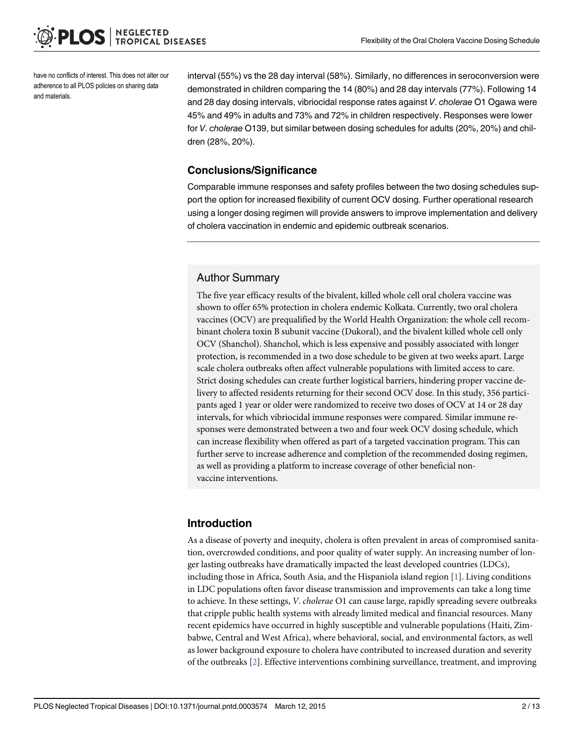have no conflicts of interest. This does not alter our adherence to all PLOS policies on sharing data and materials.

interval (55%) vs the 28 day interval (58%). Similarly, no differences in seroconversion were demonstrated in children comparing the 14 (80%) and 28 day intervals (77%). Following 14 and 28 day dosing intervals, vibriocidal response rates against *V. cholerae* O1 Ogawa were 45% and 49% in adults and 73% and 72% in children respectively. Responses were lower for *V. cholerae* O139, but similar between dosing schedules for adults (20%, 20%) and children (28%, 20%).

## Conclusions/Significance

Comparable immune responses and safety profiles between the two dosing schedules support the option for increased flexibility of current OCV dosing. Further operational research using a longer dosing regimen will provide answers to improve implementation and delivery of cholera vaccination in endemic and epidemic outbreak scenarios.

## Author Summary

The five year efficacy results of the bivalent, killed whole cell oral cholera vaccine was shown to offer 65% protection in cholera endemic Kolkata. Currently, two oral cholera vaccines (OCV) are prequalified by the World Health Organization: the whole cell recombinant cholera toxin B subunit vaccine (Dukoral), and the bivalent killed whole cell only OCV (Shanchol). Shanchol, which is less expensive and possibly associated with longer protection, is recommended in a two dose schedule to be given at two weeks apart. Large scale cholera outbreaks often affect vulnerable populations with limited access to care. Strict dosing schedules can create further logistical barriers, hindering proper vaccine delivery to affected residents returning for their second OCV dose. In this study, 356 participants aged 1 year or older were randomized to receive two doses of OCV at 14 or 28 day intervals, for which vibriocidal immune responses were compared. Similar immune responses were demonstrated between a two and four week OCV dosing schedule, which can increase flexibility when offered as part of a targeted vaccination program. This can further serve to increase adherence and completion of the recommended dosing regimen, as well as providing a platform to increase coverage of other beneficial non-vaccine interventions.

## Introduction

As a disease of poverty and inequity, cholera is often prevalent in areas of compromised sanitation, overcrowded conditions, and poor quality of water supply. An increasing number of longer lasting outbreaks have dramatically impacted the least developed countries (LDCs), including those in Africa, South Asia, and the Hispaniola island region [1]. Living conditions in LDC populations often favor disease transmission and improvements can take a long time to achieve. In these settings, *V. cholerae* O1 can cause large, rapidly spreading severe outbreaks that cripple public health systems with already limited medical and financial resources. Many recent epidemics have occurred in highly susceptible and vulnerable populations (Haiti, Zimbabwe, Central and West Africa), where behavioral, social, and environmental factors, as well as lower background exposure to cholera have contributed to increased duration and severity of the outbreaks [2]. Effective interventions combining surveillance, treatment, and improving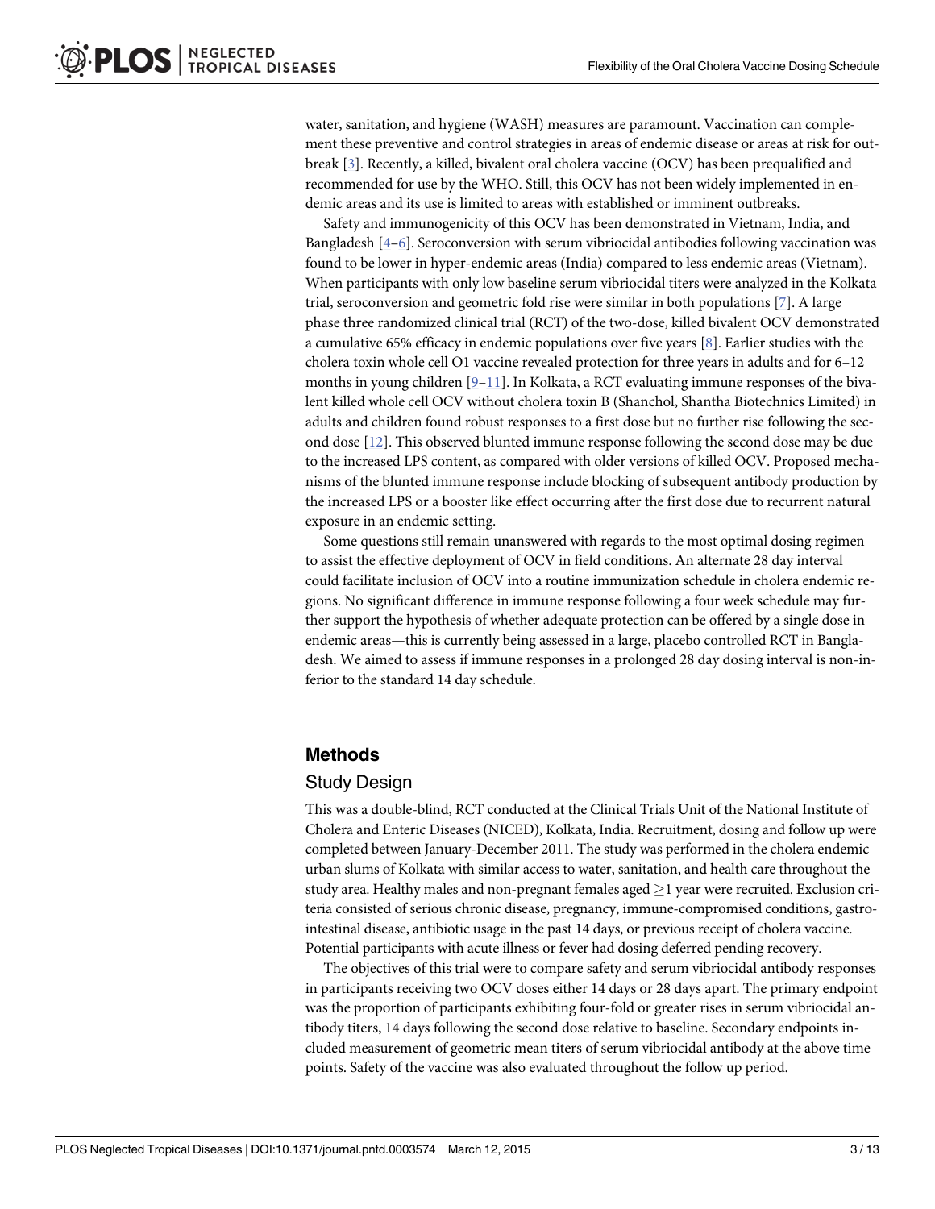water, sanitation, and hygiene (WASH) measures are paramount. Vaccination can complement these preventive and control strategies in areas of endemic disease or areas at risk for outbreak [3]. Recently, a killed, bivalent oral cholera vaccine (OCV) has been prequalified and recommended for use by the WHO. Still, this OCV has not been widely implemented in endemic areas and its use is limited to areas with established or imminent outbreaks.

Safety and immunogenicity of this OCV has been demonstrated in Vietnam, India, and Bangladesh [4–6]. Seroconversion with serum vibriocidal antibodies following vaccination was found to be lower in hyper-endemic areas (India) compared to less endemic areas (Vietnam). When participants with only low baseline serum vibriocidal titers were analyzed in the Kolkata trial, seroconversion and geometric fold rise were similar in both populations [7]. A large phase three randomized clinical trial (RCT) of the two-dose, killed bivalent OCV demonstrated a cumulative 65% efficacy in endemic populations over five years [8]. Earlier studies with the cholera toxin whole cell O1 vaccine revealed protection for three years in adults and for 6–12 months in young children [9–11]. In Kolkata, a RCT evaluating immune responses of the bivalent killed whole cell OCV without cholera toxin B (Shanchol, Shantha Biotechnics Limited) in adults and children found robust responses to a first dose but no further rise following the second dose [12]. This observed blunted immune response following the second dose may be due to the increased LPS content, as compared with older versions of killed OCV. Proposed mechanisms of the blunted immune response include blocking of subsequent antibody production by the increased LPS or a booster like effect occurring after the first dose due to recurrent natural exposure in an endemic setting.

Some questions still remain unanswered with regards to the most optimal dosing regimen to assist the effective deployment of OCV in field conditions. An alternate 28 day interval could facilitate inclusion of OCV into a routine immunization schedule in cholera endemic regions. No significant difference in immune response following a four week schedule may further support the hypothesis of whether adequate protection can be offered by a single dose in endemic areas—this is currently being assessed in a large, placebo controlled RCT in Bangladesh. We aimed to assess if immune responses in a prolonged 28 day dosing interval is non-inferior to the standard 14 day schedule.

## Methods

### Study Design

This was a double-blind, RCT conducted at the Clinical Trials Unit of the National Institute of Cholera and Enteric Diseases (NICED), Kolkata, India. Recruitment, dosing and follow up were completed between January-December 2011. The study was performed in the cholera endemic urban slums of Kolkata with similar access to water, sanitation, and health care throughout the study area. Healthy males and non-pregnant females aged ≥1 year were recruited. Exclusion criteria consisted of serious chronic disease, pregnancy, immune-compromised conditions, gastrointestinal disease, antibiotic usage in the past 14 days, or previous receipt of cholera vaccine. Potential participants with acute illness or fever had dosing deferred pending recovery.

The objectives of this trial were to compare safety and serum vibriocidal antibody responses in participants receiving two OCV doses either 14 days or 28 days apart. The primary endpoint was the proportion of participants exhibiting four-fold or greater rises in serum vibriocidal antibody titers, 14 days following the second dose relative to baseline. Secondary endpoints included measurement of geometric mean titers of serum vibriocidal antibody at the above time points. Safety of the vaccine was also evaluated throughout the follow up period.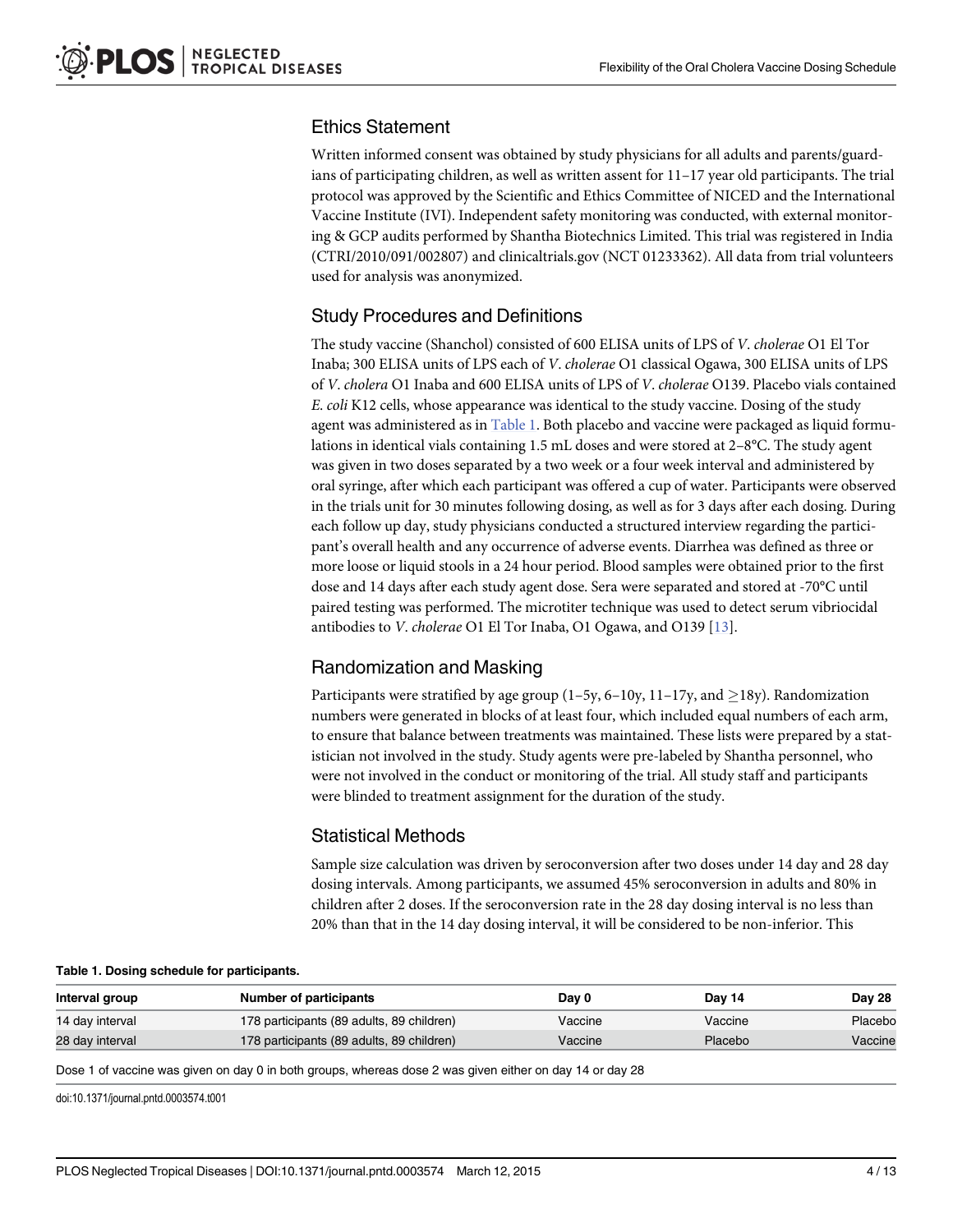## Ethics Statement

Written informed consent was obtained by study physicians for all adults and parents/guardians of participating children, as well as written assent for 11–17 year old participants. The trial protocol was approved by the Scientific and Ethics Committee of NICED and the International Vaccine Institute (IVI). Independent safety monitoring was conducted, with external monitoring & GCP audits performed by Shantha Biotechnics Limited. This trial was registered in India (CTRI/2010/091/002807) and clinicaltrials.gov (NCT 01233362). All data from trial volunteers used for analysis was anonymized.

## Study Procedures and Definitions

The study vaccine (Shanchol) consisted of 600 ELISA units of LPS of *V*. *cholerae* O1 El Tor Inaba; 300 ELISA units of LPS each of *V*. *cholerae* O1 classical Ogawa, 300 ELISA units of LPS of *V*. *cholera* O1 Inaba and 600 ELISA units of LPS of *V*. *cholerae* O139. Placebo vials contained *E*. *coli* K12 cells, whose appearance was identical to the study vaccine. Dosing of the study agent was administered as in Table 1. Both placebo and vaccine were packaged as liquid formulations in identical vials containing 1.5 mL doses and were stored at 2–8°C. The study agent was given in two doses separated by a two week or a four week interval and administered by oral syringe, after which each participant was offered a cup of water. Participants were observed in the trials unit for 30 minutes following dosing, as well as for 3 days after each dosing. During each follow up day, study physicians conducted a structured interview regarding the participant's overall health and any occurrence of adverse events. Diarrhea was defined as three or more loose or liquid stools in a 24 hour period. Blood samples were obtained prior to the first dose and 14 days after each study agent dose. Sera were separated and stored at -70°C until paired testing was performed. The microtiter technique was used to detect serum vibriocidal antibodies to *V*. *cholerae* O1 El Tor Inaba, O1 Ogawa, and O139 [13].

## Randomization and Masking

Participants were stratified by age group (1–5y, 6–10y, 11–17y, and ≥18y). Randomization numbers were generated in blocks of at least four, which included equal numbers of each arm, to ensure that balance between treatments was maintained. These lists were prepared by a statistician not involved in the study. Study agents were pre-labeled by Shantha personnel, who were not involved in the conduct or monitoring of the trial. All study staff and participants were blinded to treatment assignment for the duration of the study.

## Statistical Methods

Sample size calculation was driven by seroconversion after two doses under 14 day and 28 day dosing intervals. Among participants, we assumed 45% seroconversion in adults and 80% in children after 2 doses. If the seroconversion rate in the 28 day dosing interval is no less than 20% than that in the 14 day dosing interval, it will be considered to be non-inferior. This

**Table 1. Dosing schedule for participants.**

| Interval group | Number of participants | Day 0 | Day 14 | Day 28 |
|---|---|---|---|---|
| 14 day interval | 178 participants (89 adults, 89 children) | Vaccine | Vaccine | Placebo |
| 28 day interval | 178 participants (89 adults, 89 children) | Vaccine | Placebo | Vaccine |

Dose 1 of vaccine was given on day 0 in both groups, whereas dose 2 was given either on day 14 or day 28

doi:10.1371/journal.pntd.0003574.t001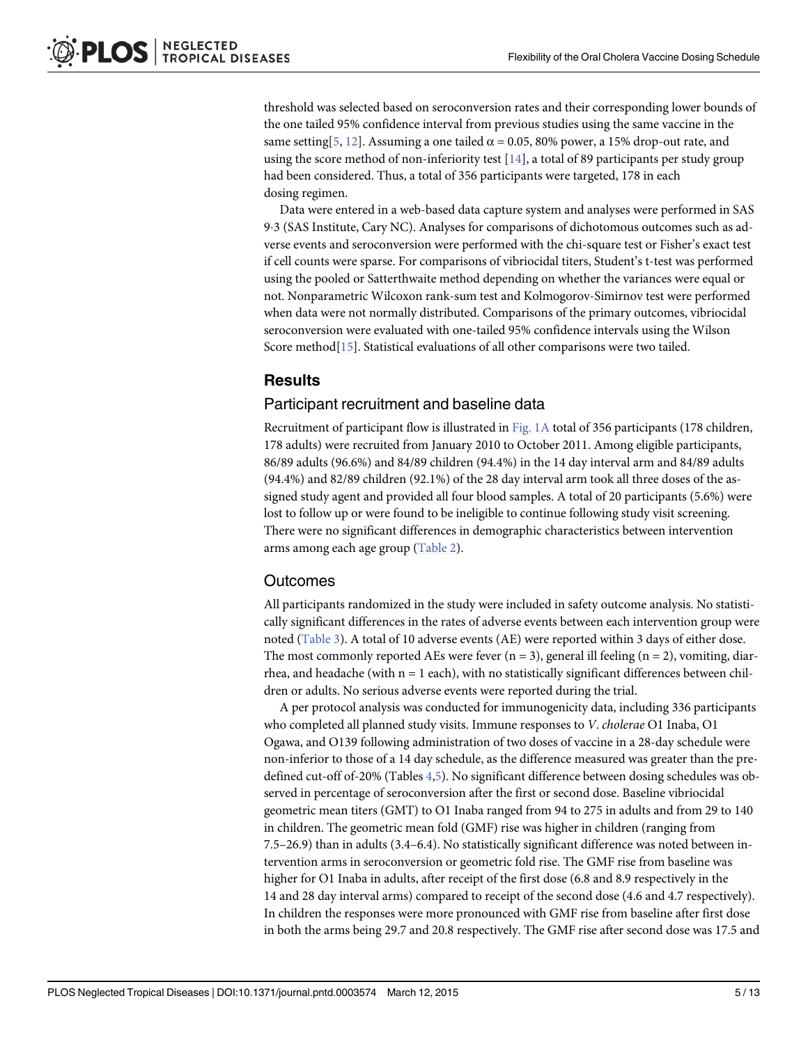threshold was selected based on seroconversion rates and their corresponding lower bounds of the one tailed 95% confidence interval from previous studies using the same vaccine in the same setting[5, 12]. Assuming a one tailed $\alpha = 0.05$, 80% power, a 15% drop-out rate, and using the score method of non-inferiority test [14], a total of 89 participants per study group had been considered. Thus, a total of 356 participants were targeted, 178 in each dosing regimen.

Data were entered in a web-based data capture system and analyses were performed in SAS 9·3 (SAS Institute, Cary NC). Analyses for comparisons of dichotomous outcomes such as adverse events and seroconversion were performed with the chi-square test or Fisher's exact test if cell counts were sparse. For comparisons of vibriocidal titers, Student's t-test was performed using the pooled or Satterthwaite method depending on whether the variances were equal or not. Nonparametric Wilcoxon rank-sum test and Kolmogorov-Simirnov test were performed when data were not normally distributed. Comparisons of the primary outcomes, vibriocidal seroconversion were evaluated with one-tailed 95% confidence intervals using the Wilson Score method[15]. Statistical evaluations of all other comparisons were two tailed.

## Results

### Participant recruitment and baseline data

Recruitment of participant flow is illustrated in Fig. 1A total of 356 participants (178 children, 178 adults) were recruited from January 2010 to October 2011. Among eligible participants, 86/89 adults (96.6%) and 84/89 children (94.4%) in the 14 day interval arm and 84/89 adults (94.4%) and 82/89 children (92.1%) of the 28 day interval arm took all three doses of the assigned study agent and provided all four blood samples. A total of 20 participants (5.6%) were lost to follow up or were found to be ineligible to continue following study visit screening. There were no significant differences in demographic characteristics between intervention arms among each age group (Table 2).

### Outcomes

All participants randomized in the study were included in safety outcome analysis. No statistically significant differences in the rates of adverse events between each intervention group were noted (Table 3). A total of 10 adverse events (AE) were reported within 3 days of either dose. The most commonly reported AEs were fever (n = 3), general ill feeling (n = 2), vomiting, diarrhea, and headache (with n = 1 each), with no statistically significant differences between children or adults. No serious adverse events were reported during the trial.

A per protocol analysis was conducted for immunogenicity data, including 336 participants who completed all planned study visits. Immune responses to *V*. *cholerae* O1 Inaba, O1 Ogawa, and O139 following administration of two doses of vaccine in a 28-day schedule were non-inferior to those of a 14 day schedule, as the difference measured was greater than the predefined cut-off of-20% (Tables 4,5). No significant difference between dosing schedules was observed in percentage of seroconversion after the first or second dose. Baseline vibriocidal geometric mean titers (GMT) to O1 Inaba ranged from 94 to 275 in adults and from 29 to 140 in children. The geometric mean fold (GMF) rise was higher in children (ranging from 7.5–26.9) than in adults (3.4–6.4). No statistically significant difference was noted between intervention arms in seroconversion or geometric fold rise. The GMF rise from baseline was higher for O1 Inaba in adults, after receipt of the first dose (6.8 and 8.9 respectively in the 14 and 28 day interval arms) compared to receipt of the second dose (4.6 and 4.7 respectively). In children the responses were more pronounced with GMF rise from baseline after first dose in both the arms being 29.7 and 20.8 respectively. The GMF rise after second dose was 17.5 and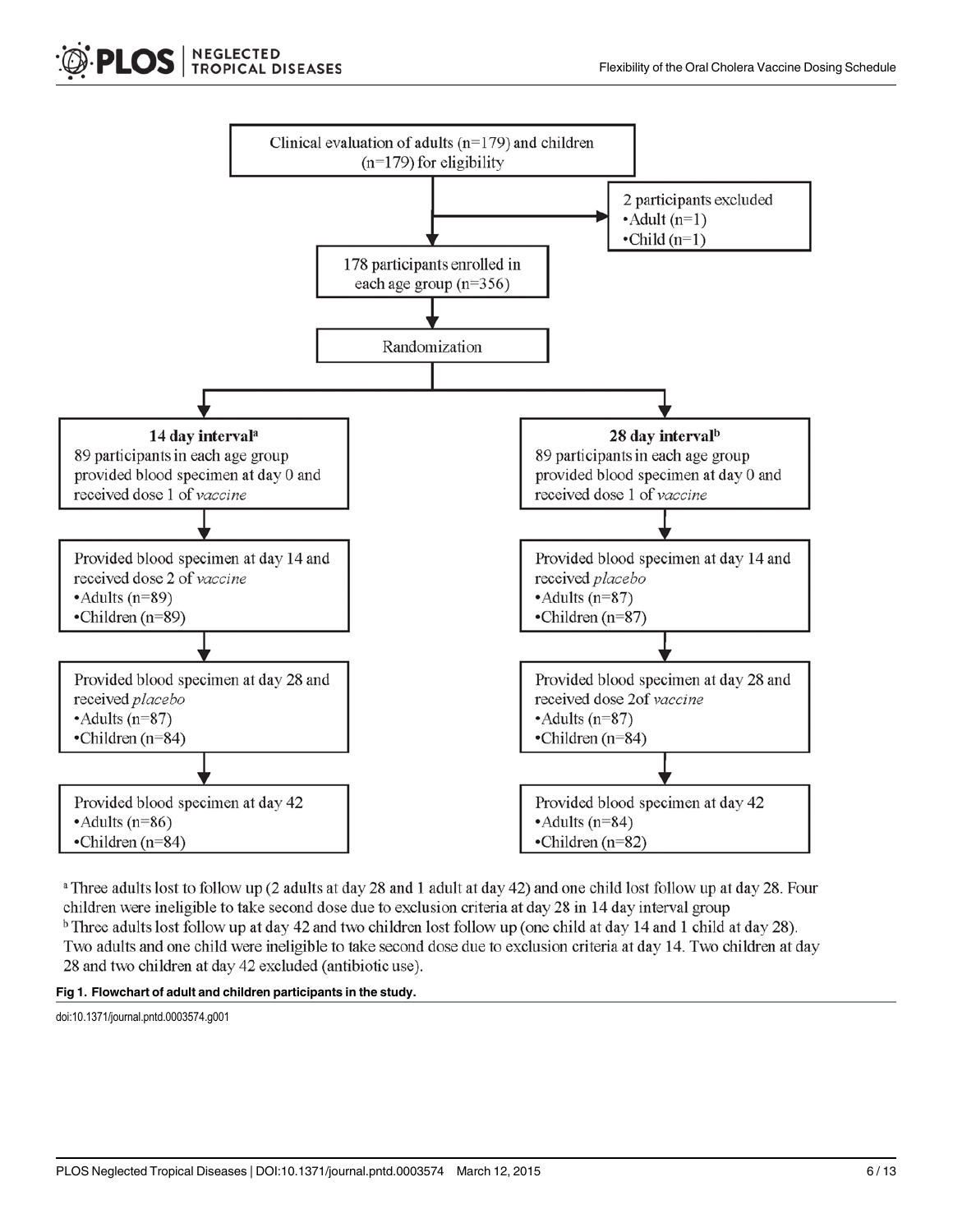Clinical evaluation of adults (n=179) and children (n=179) for eligibility

2 participants excluded
- Adult (n=1)
- Child (n=1)

178 participants enrolled in each age group (n=356)

Randomization

**14 day interval**[a]
89 participants in each age group provided blood specimen at day 0 and received dose 1 of *vaccine*

Provided blood specimen at day 14 and received dose 2 of *vaccine*
- Adults (n=89)
- Children (n=89)

Provided blood specimen at day 28 and received *placebo*
- Adults (n=87)
- Children (n=84)

Provided blood specimen at day 42
- Adults (n=86)
- Children (n=84)

**28 day interval**[b]
89 participants in each age group provided blood specimen at day 0 and received dose 1 of *vaccine*

Provided blood specimen at day 14 and received *placebo*
- Adults (n=87)
- Children (n=87)

Provided blood specimen at day 28 and received dose 2of *vaccine*
- Adults (n=87)
- Children (n=84)

Provided blood specimen at day 42
- Adults (n=84)
- Children (n=82)

[a] Three adults lost to follow up (2 adults at day 28 and 1 adult at day 42) and one child lost follow up at day 28. Four children were ineligible to take second dose due to exclusion criteria at day 28 in 14 day interval group

[b] Three adults lost follow up at day 42 and two children lost follow up (one child at day 14 and 1 child at day 28). Two adults and one child were ineligible to take second dose due to exclusion criteria at day 14. Two children at day 28 and two children at day 42 excluded (antibiotic use).

**Fig 1. Flowchart of adult and children participants in the study.**

doi:10.1371/journal.pntd.0003574.g001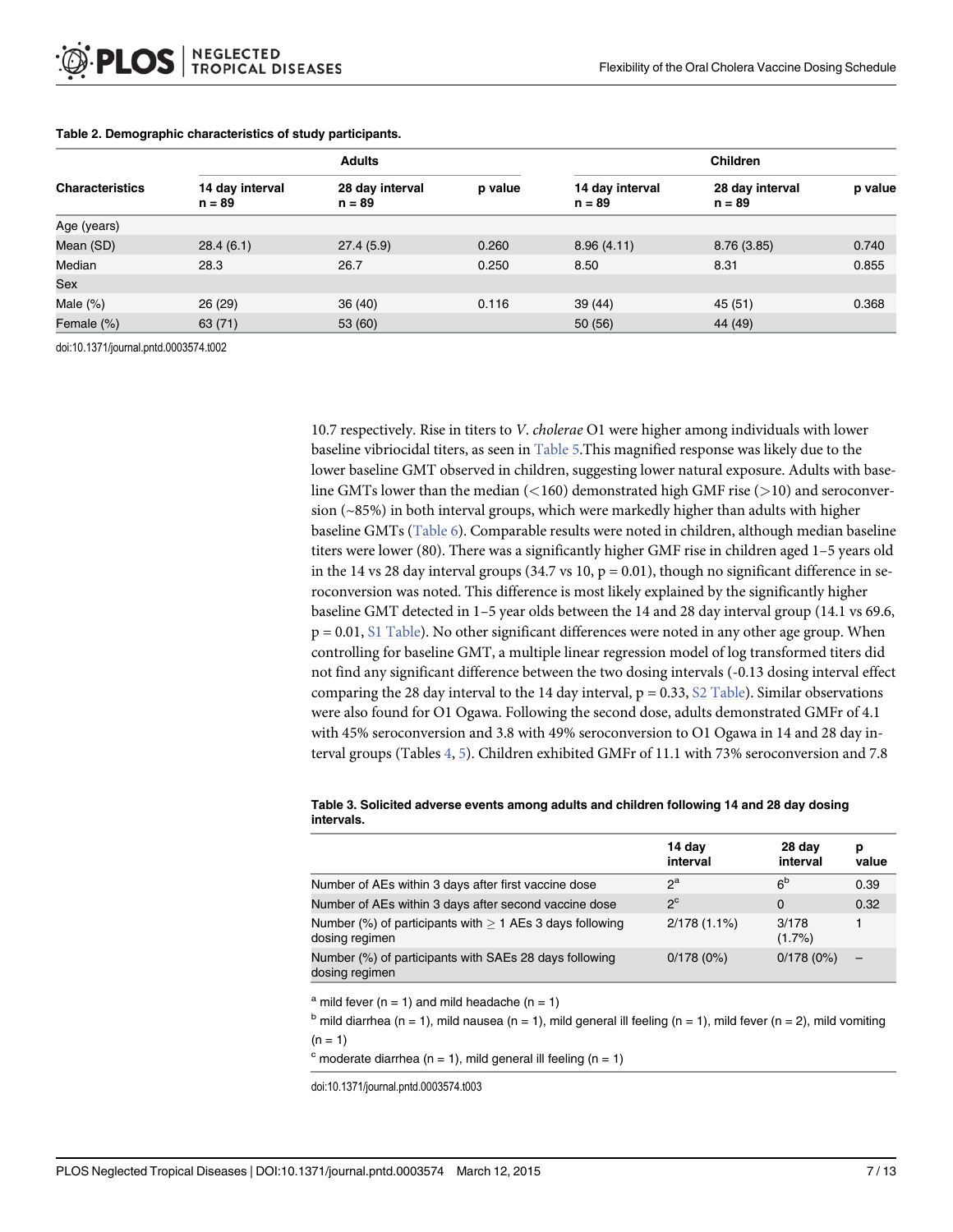**Table 2. Demographic characteristics of study participants.**

| Characteristics | Adults | | | Children | | |
|---|---|---|---|---|---|---|
| | 14 day interval n = 89 | 28 day interval n = 89 | p value | 14 day interval n = 89 | 28 day interval n = 89 | p value |
| Age (years) | | | | | | |
| Mean (SD) | 28.4 (6.1) | 27.4 (5.9) | 0.260 | 8.96 (4.11) | 8.76 (3.85) | 0.740 |
| Median | 28.3 | 26.7 | 0.250 | 8.50 | 8.31 | 0.855 |
| Sex | | | | | | |
| Male (%) | 26 (29) | 36 (40) | 0.116 | 39 (44) | 45 (51) | 0.368 |
| Female (%) | 63 (71) | 53 (60) | | 50 (56) | 44 (49) | |

doi:10.1371/journal.pntd.0003574.t002

10.7 respectively. Rise in titers to *V*. *cholerae* O1 were higher among individuals with lower baseline vibriocidal titers, as seen in Table 5.This magnified response was likely due to the lower baseline GMT observed in children, suggesting lower natural exposure. Adults with baseline GMTs lower than the median (<160) demonstrated high GMF rise (>10) and seroconversion (~85%) in both interval groups, which were markedly higher than adults with higher baseline GMTs (Table 6). Comparable results were noted in children, although median baseline titers were lower (80). There was a significantly higher GMF rise in children aged 1–5 years old in the 14 vs 28 day interval groups (34.7 vs 10, $p = 0.01$), though no significant difference in seroconversion was noted. This difference is most likely explained by the significantly higher baseline GMT detected in 1–5 year olds between the 14 and 28 day interval group (14.1 vs 69.6, $p = 0.01$, S1 Table). No other significant differences were noted in any other age group. When controlling for baseline GMT, a multiple linear regression model of log transformed titers did not find any significant difference between the two dosing intervals (-0.13 dosing interval effect comparing the 28 day interval to the 14 day interval, $p = 0.33$, S2 Table). Similar observations were also found for O1 Ogawa. Following the second dose, adults demonstrated GMFr of 4.1 with 45% seroconversion and 3.8 with 49% seroconversion to O1 Ogawa in 14 and 28 day interval groups (Tables 4, 5). Children exhibited GMFr of 11.1 with 73% seroconversion and 7.8

**Table 3. Solicited adverse events among adults and children following 14 and 28 day dosing intervals.**

| | 14 day interval | 28 day interval | p value |
|---|---|---|---|
| Number of AEs within 3 days after first vaccine dose | 2[a] | 6[b] | 0.39 |
| Number of AEs within 3 days after second vaccine dose | 2[c] | 0 | 0.32 |
| Number (%) of participants with ≥ 1 AEs 3 days following dosing regimen | 2/178 (1.1%) | 3/178 (1.7%) | 1 |
| Number (%) of participants with SAEs 28 days following dosing regimen | 0/178 (0%) | 0/178 (0%) | – |

[a] mild fever (n = 1) and mild headache (n = 1)

[b] mild diarrhea (n = 1), mild nausea (n = 1), mild general ill feeling (n = 1), mild fever (n = 2), mild vomiting (n = 1)

[c] moderate diarrhea (n = 1), mild general ill feeling (n = 1)

doi:10.1371/journal.pntd.0003574.t003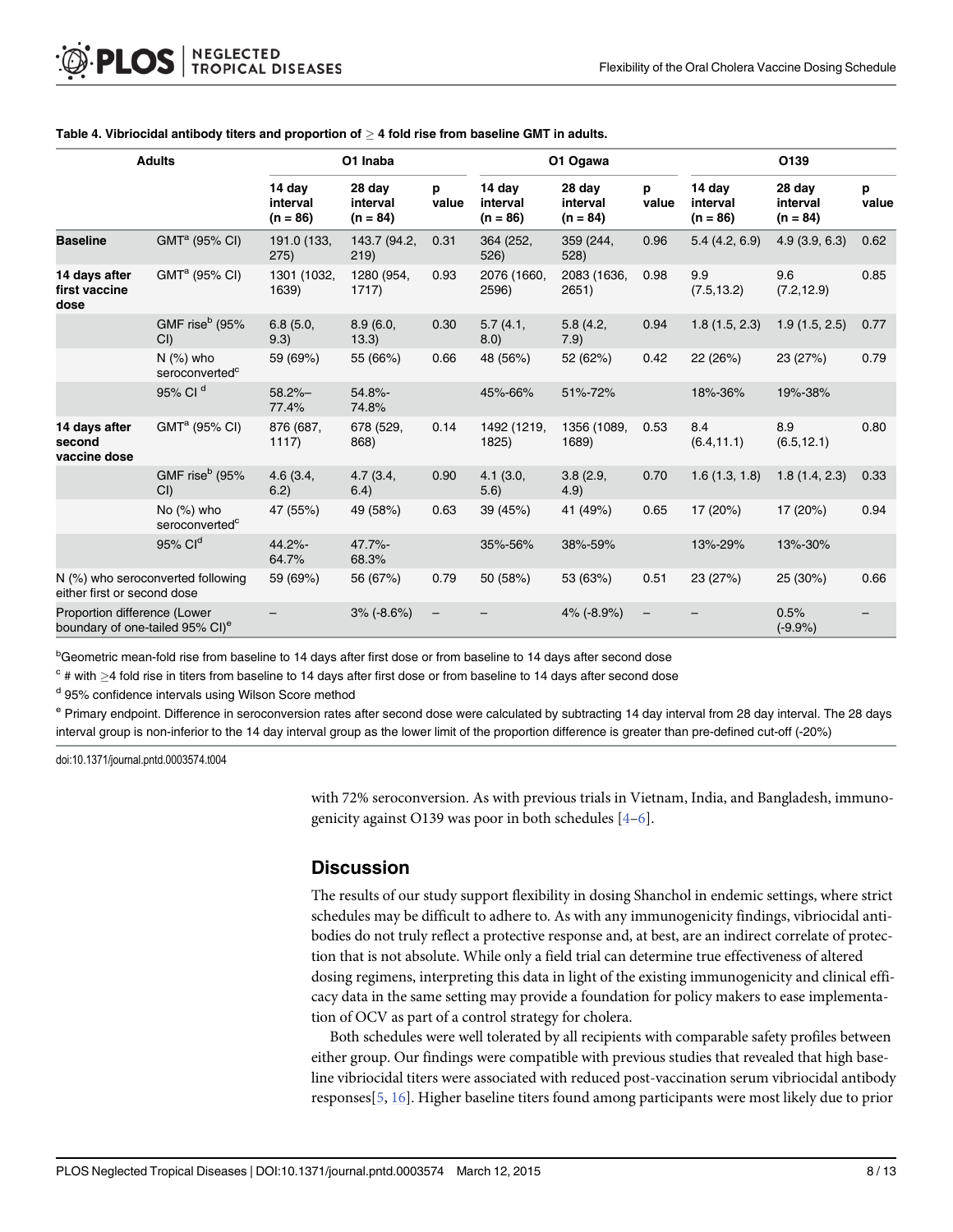**Table 4. Vibriocidal antibody titers and proportion of $\geq$ 4 fold rise from baseline GMT in adults.**

| Adults | | O1 Inaba | | | O1 Ogawa | | | O139 | | |
|---|---|---|---|---|---|---|---|---|---|---|
| | | 14 day interval (n = 86) | 28 day interval (n = 84) | p value | 14 day interval (n = 86) | 28 day interval (n = 84) | p value | 14 day interval (n = 86) | 28 day interval (n = 84) | p value |
| **Baseline** | GMT[a] (95% CI) | 191.0 (133, 275) | 143.7 (94.2, 219) | 0.31 | 364 (252, 526) | 359 (244, 528) | 0.96 | 5.4 (4.2, 6.9) | 4.9 (3.9, 6.3) | 0.62 |
| **14 days after first vaccine dose** | GMT[a] (95% CI) | 1301 (1032, 1639) | 1280 (954, 1717) | 0.93 | 2076 (1660, 2596) | 2083 (1636, 2651) | 0.98 | 9.9 (7.5,13.2) | 9.6 (7.2,12.9) | 0.85 |
| | GMF rise[b] (95% CI) | 6.8 (5.0, 9.3) | 8.9 (6.0, 13.3) | 0.30 | 5.7 (4.1, 8.0) | 5.8 (4.2, 7.9) | 0.94 | 1.8 (1.5, 2.3) | 1.9 (1.5, 2.5) | 0.77 |
| | N (%) who seroconverted[c] | 59 (69%) | 55 (66%) | 0.66 | 48 (56%) | 52 (62%) | 0.42 | 22 (26%) | 23 (27%) | 0.79 |
| | 95% CI [d] | 58.2%–77.4% | 54.8%-74.8% | | 45%-66% | 51%-72% | | 18%-36% | 19%-38% | |
| **14 days after second vaccine dose** | GMT[a] (95% CI) | 876 (687, 1117) | 678 (529, 868) | 0.14 | 1492 (1219, 1825) | 1356 (1089, 1689) | 0.53 | 8.4 (6.4,11.1) | 8.9 (6.5,12.1) | 0.80 |
| | GMF rise[b] (95% CI) | 4.6 (3.4, 6.2) | 4.7 (3.4, 6.4) | 0.90 | 4.1 (3.0, 5.6) | 3.8 (2.9, 4.9) | 0.70 | 1.6 (1.3, 1.8) | 1.8 (1.4, 2.3) | 0.33 |
| | No (%) who seroconverted[c] | 47 (55%) | 49 (58%) | 0.63 | 39 (45%) | 41 (49%) | 0.65 | 17 (20%) | 17 (20%) | 0.94 |
| | 95% CI[d] | 44.2%-64.7% | 47.7%-68.3% | | 35%-56% | 38%-59% | | 13%-29% | 13%-30% | |
| N (%) who seroconverted following either first or second dose | | 59 (69%) | 56 (67%) | 0.79 | 50 (58%) | 53 (63%) | 0.51 | 23 (27%) | 25 (30%) | 0.66 |
| Proportion difference (Lower boundary of one-tailed 95% CI)[e] | | – | 3% (-8.6%) | – | – | 4% (-8.9%) | – | – | 0.5% (-9.9%) | – |

[b]Geometric mean-fold rise from baseline to 14 days after first dose or from baseline to 14 days after second dose

[c] # with $\geq$4 fold rise in titers from baseline to 14 days after first dose or from baseline to 14 days after second dose

[d] 95% confidence intervals using Wilson Score method

[e] Primary endpoint. Difference in seroconversion rates after second dose were calculated by subtracting 14 day interval from 28 day interval. The 28 days interval group is non-inferior to the 14 day interval group as the lower limit of the proportion difference is greater than pre-defined cut-off (-20%)

doi:10.1371/journal.pntd.0003574.t004

with 72% seroconversion. As with previous trials in Vietnam, India, and Bangladesh, immunogenicity against O139 was poor in both schedules [4–6].

## Discussion

The results of our study support flexibility in dosing Shanchol in endemic settings, where strict schedules may be difficult to adhere to. As with any immunogenicity findings, vibriocidal antibodies do not truly reflect a protective response and, at best, are an indirect correlate of protection that is not absolute. While only a field trial can determine true effectiveness of altered dosing regimens, interpreting this data in light of the existing immunogenicity and clinical efficacy data in the same setting may provide a foundation for policy makers to ease implementation of OCV as part of a control strategy for cholera.

Both schedules were well tolerated by all recipients with comparable safety profiles between either group. Our findings were compatible with previous studies that revealed that high baseline vibriocidal titers were associated with reduced post-vaccination serum vibriocidal antibody responses[5, 16]. Higher baseline titers found among participants were most likely due to prior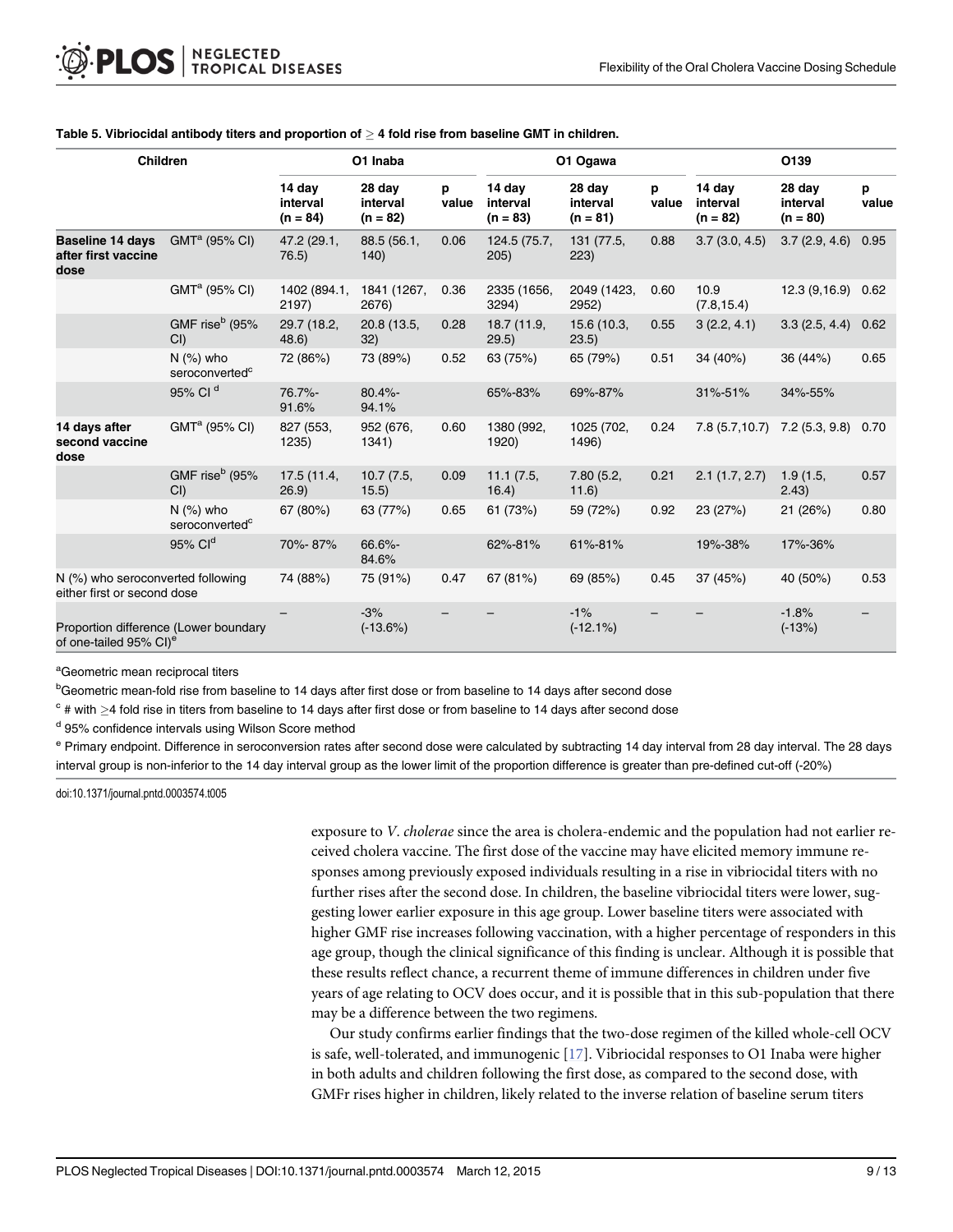**Table 5. Vibriocidal antibody titers and proportion of $\geq$ 4 fold rise from baseline GMT in children.**

| Children | | O1 Inaba | | | O1 Ogawa | | | O139 | | |
|---|---|---|---|---|---|---|---|---|---|---|
| | | 14 day interval (n = 84) | 28 day interval (n = 82) | p value | 14 day interval (n = 83) | 28 day interval (n = 81) | p value | 14 day interval (n = 82) | 28 day interval (n = 80) | p value |
| **Baseline 14 days after first vaccine dose** | GMT[a] (95% CI) | 47.2 (29.1, 76.5) | 88.5 (56.1, 140) | 0.06 | 124.5 (75.7, 205) | 131 (77.5, 223) | 0.88 | 3.7 (3.0, 4.5) | 3.7 (2.9, 4.6) | 0.95 |
| | GMT[a] (95% CI) | 1402 (894.1, 2197) | 1841 (1267, 2676) | 0.36 | 2335 (1656, 3294) | 2049 (1423, 2952) | 0.60 | 10.9 (7.8,15.4) | 12.3 (9,16.9) | 0.62 |
| | GMF rise[b] (95% CI) | 29.7 (18.2, 48.6) | 20.8 (13.5, 32) | 0.28 | 18.7 (11.9, 29.5) | 15.6 (10.3, 23.5) | 0.55 | 3 (2.2, 4.1) | 3.3 (2.5, 4.4) | 0.62 |
| | N (%) who seroconverted[c] | 72 (86%) | 73 (89%) | 0.52 | 63 (75%) | 65 (79%) | 0.51 | 34 (40%) | 36 (44%) | 0.65 |
| | 95% CI [d] | 76.7%-91.6% | 80.4%-94.1% | | 65%-83% | 69%-87% | | 31%-51% | 34%-55% | |
| **14 days after second vaccine dose** | GMT[a] (95% CI) | 827 (553, 1235) | 952 (676, 1341) | 0.60 | 1380 (992, 1920) | 1025 (702, 1496) | 0.24 | 7.8 (5.7,10.7) | 7.2 (5.3, 9.8) | 0.70 |
| | GMF rise[b] (95% CI) | 17.5 (11.4, 26.9) | 10.7 (7.5, 15.5) | 0.09 | 11.1 (7.5, 16.4) | 7.80 (5.2, 11.6) | 0.21 | 2.1 (1.7, 2.7) | 1.9 (1.5, 2.43) | 0.57 |
| | N (%) who seroconverted[c] | 67 (80%) | 63 (77%) | 0.65 | 61 (73%) | 59 (72%) | 0.92 | 23 (27%) | 21 (26%) | 0.80 |
| | 95% CI[d] | 70%- 87% | 66.6%-84.6% | | 62%-81% | 61%-81% | | 19%-38% | 17%-36% | |
| N (%) who seroconverted following either first or second dose | | 74 (88%) | 75 (91%) | 0.47 | 67 (81%) | 69 (85%) | 0.45 | 37 (45%) | 40 (50%) | 0.53 |
| Proportion difference (Lower boundary of one-tailed 95% CI)[e] | | – | -3% (-13.6%) | – | – | -1% (-12.1%) | – | – | -1.8% (-13%) | – |

[a]Geometric mean reciprocal titers

[b]Geometric mean-fold rise from baseline to 14 days after first dose or from baseline to 14 days after second dose

[c] # with $\geq$4 fold rise in titers from baseline to 14 days after first dose or from baseline to 14 days after second dose

[d] 95% confidence intervals using Wilson Score method

[e] Primary endpoint. Difference in seroconversion rates after second dose were calculated by subtracting 14 day interval from 28 day interval. The 28 days interval group is non-inferior to the 14 day interval group as the lower limit of the proportion difference is greater than pre-defined cut-off (-20%)

doi:10.1371/journal.pntd.0003574.t005

exposure to *V*. *cholerae* since the area is cholera-endemic and the population had not earlier received cholera vaccine. The first dose of the vaccine may have elicited memory immune responses among previously exposed individuals resulting in a rise in vibriocidal titers with no further rises after the second dose. In children, the baseline vibriocidal titers were lower, suggesting lower earlier exposure in this age group. Lower baseline titers were associated with higher GMF rise increases following vaccination, with a higher percentage of responders in this age group, though the clinical significance of this finding is unclear. Although it is possible that these results reflect chance, a recurrent theme of immune differences in children under five years of age relating to OCV does occur, and it is possible that in this sub-population that there may be a difference between the two regimens.

Our study confirms earlier findings that the two-dose regimen of the killed whole-cell OCV is safe, well-tolerated, and immunogenic [17]. Vibriocidal responses to O1 Inaba were higher in both adults and children following the first dose, as compared to the second dose, with GMFr rises higher in children, likely related to the inverse relation of baseline serum titers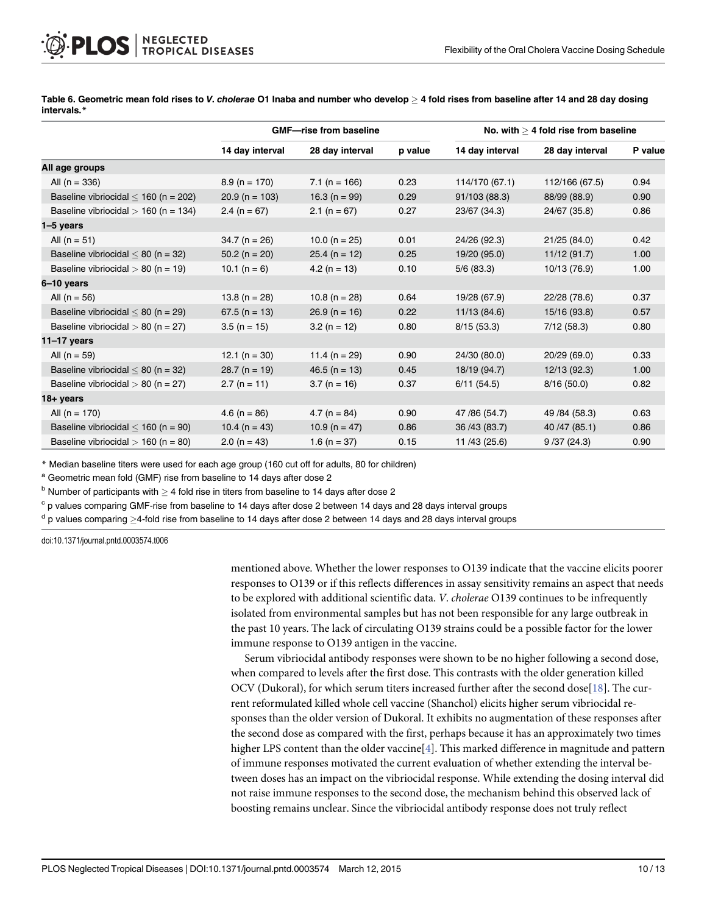**Table 6. Geometric mean fold rises to *V. cholerae* O1 Inaba and number who develop ≥ 4 fold rises from baseline after 14 and 28 day dosing intervals.***

| | GMF—rise from baseline | | | No. with ≥ 4 fold rise from baseline | | |
|---|---|---|---|---|---|---|
| | 14 day interval | 28 day interval | p value | 14 day interval | 28 day interval | P value |
| **All age groups** | | | | | | |
| All (n = 336) | 8.9 (n = 170) | 7.1 (n = 166) | 0.23 | 114/170 (67.1) | 112/166 (67.5) | 0.94 |
| Baseline vibriocidal ≤ 160 (n = 202) | 20.9 (n = 103) | 16.3 (n = 99) | 0.29 | 91/103 (88.3) | 88/99 (88.9) | 0.90 |
| Baseline vibriocidal > 160 (n = 134) | 2.4 (n = 67) | 2.1 (n = 67) | 0.27 | 23/67 (34.3) | 24/67 (35.8) | 0.86 |
| **1–5 years** | | | | | | |
| All (n = 51) | 34.7 (n = 26) | 10.0 (n = 25) | 0.01 | 24/26 (92.3) | 21/25 (84.0) | 0.42 |
| Baseline vibriocidal ≤ 80 (n = 32) | 50.2 (n = 20) | 25.4 (n = 12) | 0.25 | 19/20 (95.0) | 11/12 (91.7) | 1.00 |
| Baseline vibriocidal > 80 (n = 19) | 10.1 (n = 6) | 4.2 (n = 13) | 0.10 | 5/6 (83.3) | 10/13 (76.9) | 1.00 |
| **6–10 years** | | | | | | |
| All (n = 56) | 13.8 (n = 28) | 10.8 (n = 28) | 0.64 | 19/28 (67.9) | 22/28 (78.6) | 0.37 |
| Baseline vibriocidal ≤ 80 (n = 29) | 67.5 (n = 13) | 26.9 (n = 16) | 0.22 | 11/13 (84.6) | 15/16 (93.8) | 0.57 |
| Baseline vibriocidal > 80 (n = 27) | 3.5 (n = 15) | 3.2 (n = 12) | 0.80 | 8/15 (53.3) | 7/12 (58.3) | 0.80 |
| **11–17 years** | | | | | | |
| All (n = 59) | 12.1 (n = 30) | 11.4 (n = 29) | 0.90 | 24/30 (80.0) | 20/29 (69.0) | 0.33 |
| Baseline vibriocidal ≤ 80 (n = 32) | 28.7 (n = 19) | 46.5 (n = 13) | 0.45 | 18/19 (94.7) | 12/13 (92.3) | 1.00 |
| Baseline vibriocidal > 80 (n = 27) | 2.7 (n = 11) | 3.7 (n = 16) | 0.37 | 6/11 (54.5) | 8/16 (50.0) | 0.82 |
| **18+ years** | | | | | | |
| All (n = 170) | 4.6 (n = 86) | 4.7 (n = 84) | 0.90 | 47 /86 (54.7) | 49 /84 (58.3) | 0.63 |
| Baseline vibriocidal ≤ 160 (n = 90) | 10.4 (n = 43) | 10.9 (n = 47) | 0.86 | 36 /43 (83.7) | 40 /47 (85.1) | 0.86 |
| Baseline vibriocidal > 160 (n = 80) | 2.0 (n = 43) | 1.6 (n = 37) | 0.15 | 11 /43 (25.6) | 9 /37 (24.3) | 0.90 |

* Median baseline titers were used for each age group (160 cut off for adults, 80 for children)

[a] Geometric mean fold (GMF) rise from baseline to 14 days after dose 2

[b] Number of participants with ≥ 4 fold rise in titers from baseline to 14 days after dose 2

[c] p values comparing GMF-rise from baseline to 14 days after dose 2 between 14 days and 28 days interval groups

[d] p values comparing ≥4-fold rise from baseline to 14 days after dose 2 between 14 days and 28 days interval groups

doi:10.1371/journal.pntd.0003574.t006

mentioned above. Whether the lower responses to O139 indicate that the vaccine elicits poorer responses to O139 or if this reflects differences in assay sensitivity remains an aspect that needs to be explored with additional scientific data. *V*. *cholerae* O139 continues to be infrequently isolated from environmental samples but has not been responsible for any large outbreak in the past 10 years. The lack of circulating O139 strains could be a possible factor for the lower immune response to O139 antigen in the vaccine.

Serum vibriocidal antibody responses were shown to be no higher following a second dose, when compared to levels after the first dose. This contrasts with the older generation killed OCV (Dukoral), for which serum titers increased further after the second dose[18]. The current reformulated killed whole cell vaccine (Shanchol) elicits higher serum vibriocidal responses than the older version of Dukoral. It exhibits no augmentation of these responses after the second dose as compared with the first, perhaps because it has an approximately two times higher LPS content than the older vaccine[4]. This marked difference in magnitude and pattern of immune responses motivated the current evaluation of whether extending the interval between doses has an impact on the vibriocidal response. While extending the dosing interval did not raise immune responses to the second dose, the mechanism behind this observed lack of boosting remains unclear. Since the vibriocidal antibody response does not truly reflect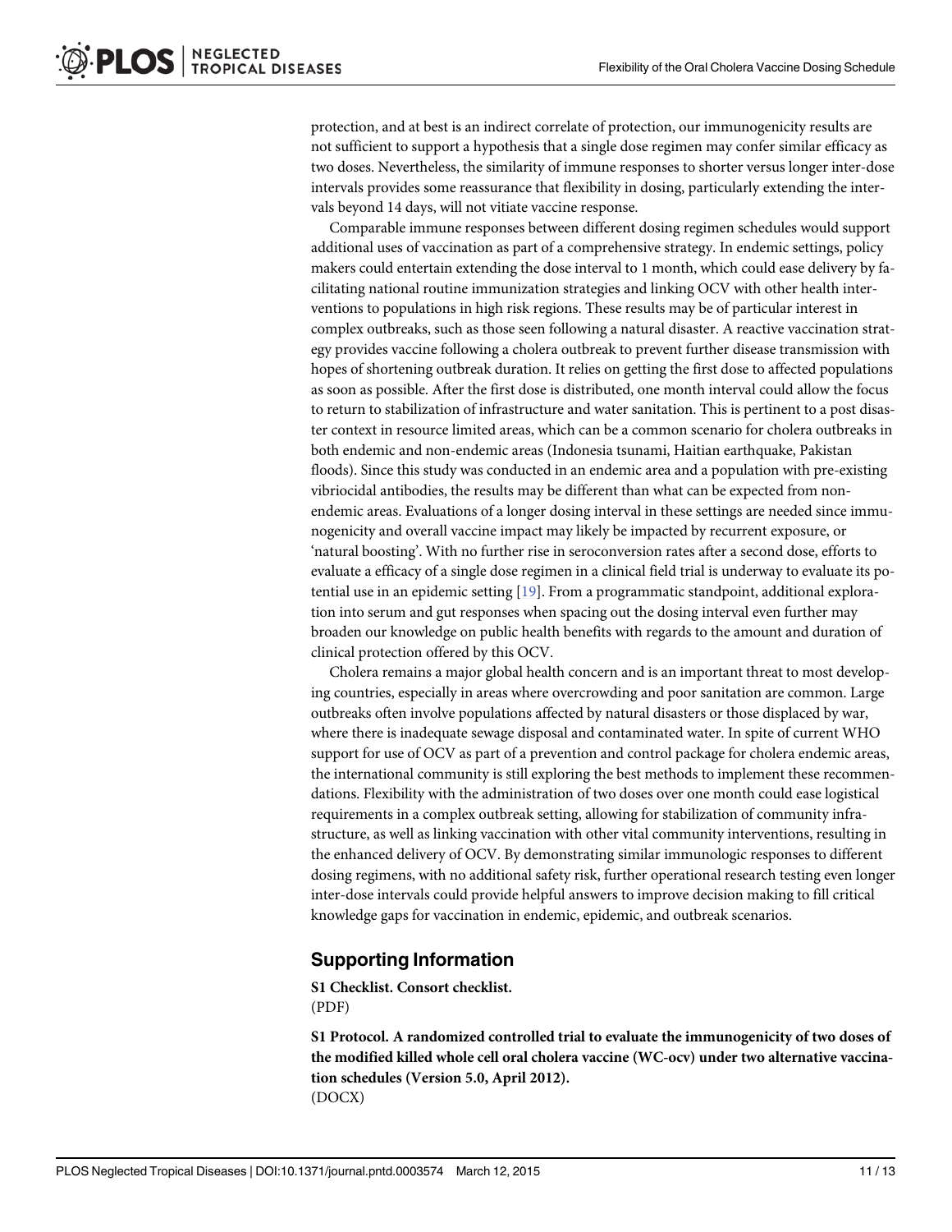protection, and at best is an indirect correlate of protection, our immunogenicity results are not sufficient to support a hypothesis that a single dose regimen may confer similar efficacy as two doses. Nevertheless, the similarity of immune responses to shorter versus longer inter-dose intervals provides some reassurance that flexibility in dosing, particularly extending the intervals beyond 14 days, will not vitiate vaccine response.

Comparable immune responses between different dosing regimen schedules would support additional uses of vaccination as part of a comprehensive strategy. In endemic settings, policy makers could entertain extending the dose interval to 1 month, which could ease delivery by facilitating national routine immunization strategies and linking OCV with other health interventions to populations in high risk regions. These results may be of particular interest in complex outbreaks, such as those seen following a natural disaster. A reactive vaccination strategy provides vaccine following a cholera outbreak to prevent further disease transmission with hopes of shortening outbreak duration. It relies on getting the first dose to affected populations as soon as possible. After the first dose is distributed, one month interval could allow the focus to return to stabilization of infrastructure and water sanitation. This is pertinent to a post disaster context in resource limited areas, which can be a common scenario for cholera outbreaks in both endemic and non-endemic areas (Indonesia tsunami, Haitian earthquake, Pakistan floods). Since this study was conducted in an endemic area and a population with pre-existing vibriocidal antibodies, the results may be different than what can be expected from non-endemic areas. Evaluations of a longer dosing interval in these settings are needed since immunogenicity and overall vaccine impact may likely be impacted by recurrent exposure, or 'natural boosting'. With no further rise in seroconversion rates after a second dose, efforts to evaluate a efficacy of a single dose regimen in a clinical field trial is underway to evaluate its potential use in an epidemic setting [19]. From a programmatic standpoint, additional exploration into serum and gut responses when spacing out the dosing interval even further may broaden our knowledge on public health benefits with regards to the amount and duration of clinical protection offered by this OCV.

Cholera remains a major global health concern and is an important threat to most developing countries, especially in areas where overcrowding and poor sanitation are common. Large outbreaks often involve populations affected by natural disasters or those displaced by war, where there is inadequate sewage disposal and contaminated water. In spite of current WHO support for use of OCV as part of a prevention and control package for cholera endemic areas, the international community is still exploring the best methods to implement these recommendations. Flexibility with the administration of two doses over one month could ease logistical requirements in a complex outbreak setting, allowing for stabilization of community infrastructure, as well as linking vaccination with other vital community interventions, resulting in the enhanced delivery of OCV. By demonstrating similar immunologic responses to different dosing regimens, with no additional safety risk, further operational research testing even longer inter-dose intervals could provide helpful answers to improve decision making to fill critical knowledge gaps for vaccination in endemic, epidemic, and outbreak scenarios.

## Supporting Information

**S1 Checklist. Consort checklist.**
(PDF)

**S1 Protocol. A randomized controlled trial to evaluate the immunogenicity of two doses of the modified killed whole cell oral cholera vaccine (WC-ocv) under two alternative vaccination schedules (Version 5.0, April 2012).**
(DOCX)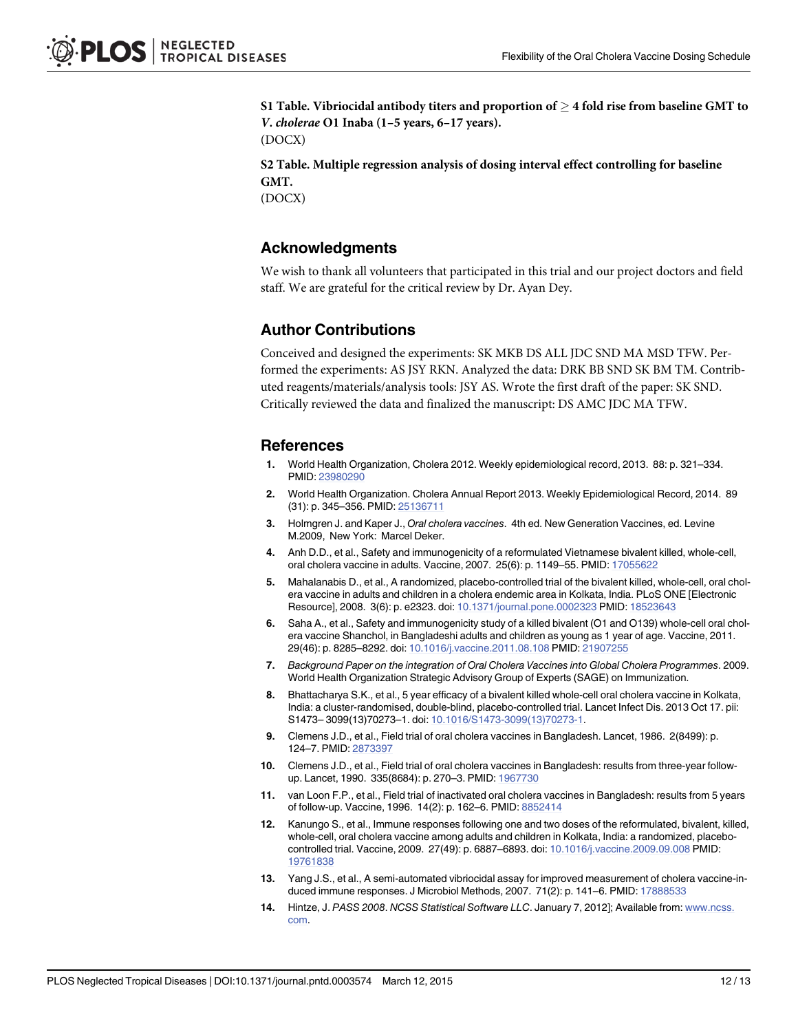**S1 Table. Vibriocidal antibody titers and proportion of ≥ 4 fold rise from baseline GMT to *V. cholerae* O1 Inaba (1–5 years, 6–17 years).**
(DOCX)

**S2 Table. Multiple regression analysis of dosing interval effect controlling for baseline GMT.**
(DOCX)

## Acknowledgments

We wish to thank all volunteers that participated in this trial and our project doctors and field staff. We are grateful for the critical review by Dr. Ayan Dey.

## Author Contributions

Conceived and designed the experiments: SK MKB DS ALL JDC SND MA MSD TFW. Performed the experiments: AS JSY RKN. Analyzed the data: DRK BB SND SK BM TM. Contributed reagents/materials/analysis tools: JSY AS. Wrote the first draft of the paper: SK SND. Critically reviewed the data and finalized the manuscript: DS AMC JDC MA TFW.

## References

1. World Health Organization, Cholera 2012. Weekly epidemiological record, 2013. 88: p. 321–334. PMID: 23980290
2. World Health Organization. Cholera Annual Report 2013. Weekly Epidemiological Record, 2014. 89 (31): p. 345–356. PMID: 25136711
3. Holmgren J. and Kaper J., *Oral cholera vaccines*. 4th ed. New Generation Vaccines, ed. Levine M.2009, New York: Marcel Deker.
4. Anh D.D., et al., Safety and immunogenicity of a reformulated Vietnamese bivalent killed, whole-cell, oral cholera vaccine in adults. Vaccine, 2007. 25(6): p. 1149–55. PMID: 17055622
5. Mahalanabis D., et al., A randomized, placebo-controlled trial of the bivalent killed, whole-cell, oral cholera vaccine in adults and children in a cholera endemic area in Kolkata, India. PLoS ONE [Electronic Resource], 2008. 3(6): p. e2323. doi: 10.1371/journal.pone.0002323 PMID: 18523643
6. Saha A., et al., Safety and immunogenicity study of a killed bivalent (O1 and O139) whole-cell oral cholera vaccine Shanchol, in Bangladeshi adults and children as young as 1 year of age. Vaccine, 2011. 29(46): p. 8285–8292. doi: 10.1016/j.vaccine.2011.08.108 PMID: 21907255
7. *Background Paper on the integration of Oral Cholera Vaccines into Global Cholera Programmes*. 2009. World Health Organization Strategic Advisory Group of Experts (SAGE) on Immunization.
8. Bhattacharya S.K., et al., 5 year efficacy of a bivalent killed whole-cell oral cholera vaccine in Kolkata, India: a cluster-randomised, double-blind, placebo-controlled trial. Lancet Infect Dis. 2013 Oct 17. pii: S1473– 3099(13)70273–1. doi: 10.1016/S1473-3099(13)70273-1.
9. Clemens J.D., et al., Field trial of oral cholera vaccines in Bangladesh. Lancet, 1986. 2(8499): p. 124–7. PMID: 2873397
10. Clemens J.D., et al., Field trial of oral cholera vaccines in Bangladesh: results from three-year follow-up. Lancet, 1990. 335(8684): p. 270–3. PMID: 1967730
11. van Loon F.P., et al., Field trial of inactivated oral cholera vaccines in Bangladesh: results from 5 years of follow-up. Vaccine, 1996. 14(2): p. 162–6. PMID: 8852414
12. Kanungo S., et al., Immune responses following one and two doses of the reformulated, bivalent, killed, whole-cell, oral cholera vaccine among adults and children in Kolkata, India: a randomized, placebo-controlled trial. Vaccine, 2009. 27(49): p. 6887–6893. doi: 10.1016/j.vaccine.2009.09.008 PMID: 19761838
13. Yang J.S., et al., A semi-automated vibriocidal assay for improved measurement of cholera vaccine-induced immune responses. J Microbiol Methods, 2007. 71(2): p. 141–6. PMID: 17888533
14. Hintze, J. *PASS 2008*. *NCSS Statistical Software LLC*. January 7, 2012]; Available from: www.ncss.com.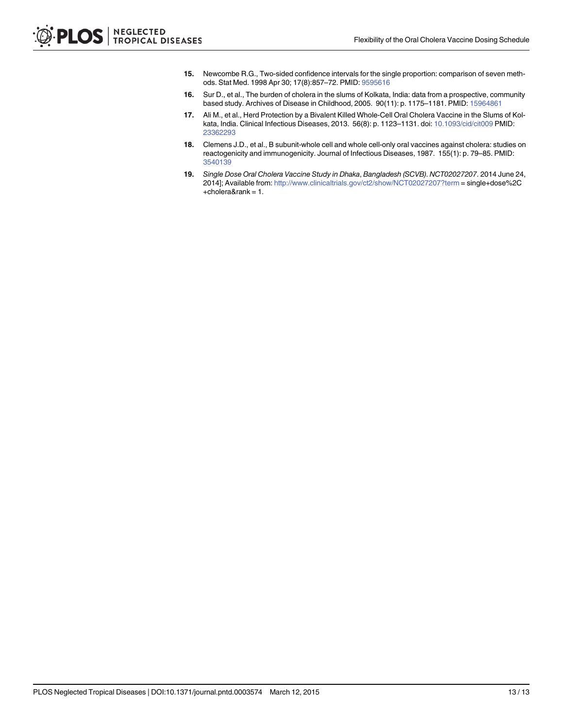15. Newcombe R.G., Two-sided confidence intervals for the single proportion: comparison of seven methods. Stat Med. 1998 Apr 30; 17(8):857–72. PMID: 9595616

16. Sur D., et al., The burden of cholera in the slums of Kolkata, India: data from a prospective, community based study. Archives of Disease in Childhood, 2005. 90(11): p. 1175–1181. PMID: 15964861

17. Ali M., et al., Herd Protection by a Bivalent Killed Whole-Cell Oral Cholera Vaccine in the Slums of Kolkata, India. Clinical Infectious Diseases, 2013. 56(8): p. 1123–1131. doi: 10.1093/cid/cit009 PMID: 23362293

18. Clemens J.D., et al., B subunit-whole cell and whole cell-only oral vaccines against cholera: studies on reactogenicity and immunogenicity. Journal of Infectious Diseases, 1987. 155(1): p. 79–85. PMID: 3540139

19. *Single Dose Oral Cholera Vaccine Study in Dhaka*, *Bangladesh (SCVB)*. *NCT02027207*. 2014 June 24, 2014]; Available from: http://www.clinicaltrials.gov/ct2/show/NCT02027207?term = single+dose%2C +cholera&rank = 1.